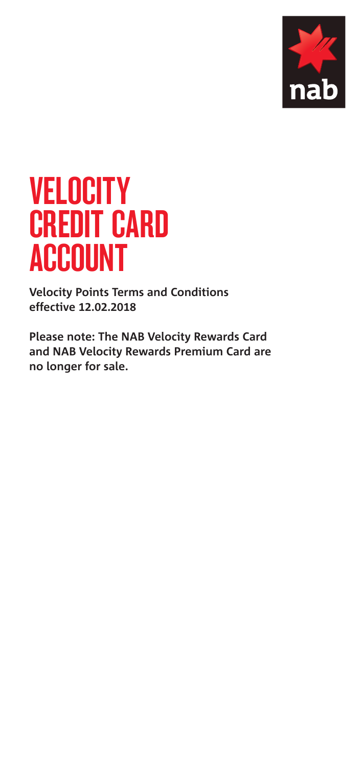# VELOCITY CREDIT CARD ACCOUNT

**Velocity Points Terms and Conditions effective 12.02.2018**

**Please note: The NAB Velocity Rewards Card and NAB Velocity Rewards Premium Card are no longer for sale.**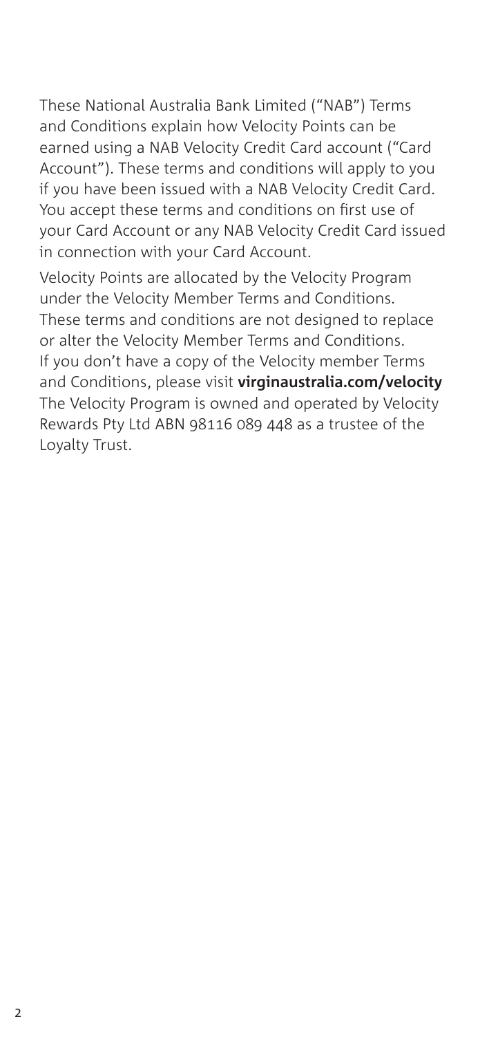These National Australia Bank Limited ("NAB") Terms and Conditions explain how Velocity Points can be earned using a NAB Velocity Credit Card account ("Card Account"). These terms and conditions will apply to you if you have been issued with a NAB Velocity Credit Card. You accept these terms and conditions on first use of your Card Account or any NAB Velocity Credit Card issued in connection with your Card Account.

Velocity Points are allocated by the Velocity Program under the Velocity Member Terms and Conditions. These terms and conditions are not designed to replace or alter the Velocity Member Terms and Conditions. If you don't have a copy of the Velocity member Terms and Conditions, please visit **virginaustralia.com/velocity** The Velocity Program is owned and operated by Velocity Rewards Pty Ltd ABN 98116 089 448 as a trustee of the Loyalty Trust.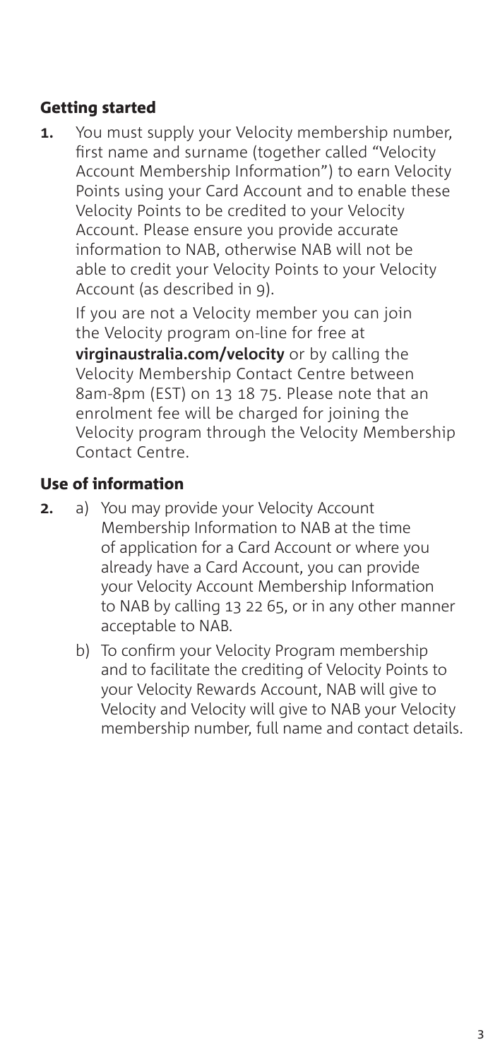## Getting started

1. You must supply your Velocity membership number, first name and surname (together called "Velocity Account Membership Information") to earn Velocity Points using your Card Account and to enable these Velocity Points to be credited to your Velocity Account. Please ensure you provide accurate information to NAB, otherwise NAB will not be able to credit your Velocity Points to your Velocity Account (as described in 9).

   If you are not a Velocity member you can join the Velocity program on-line for free at **virginaustralia.com/velocity** or by calling the Velocity Membership Contact Centre between 8am-8pm (EST) on 13 18 75. Please note that an enrolment fee will be charged for joining the Velocity program through the Velocity Membership Contact Centre.

## Use of information

2. a) You may provide your Velocity Account Membership Information to NAB at the time of application for a Card Account or where you already have a Card Account, you can provide your Velocity Account Membership Information to NAB by calling 13 22 65, or in any other manner acceptable to NAB.

   b) To confirm your Velocity Program membership and to facilitate the crediting of Velocity Points to your Velocity Rewards Account, NAB will give to Velocity and Velocity will give to NAB your Velocity membership number, full name and contact details.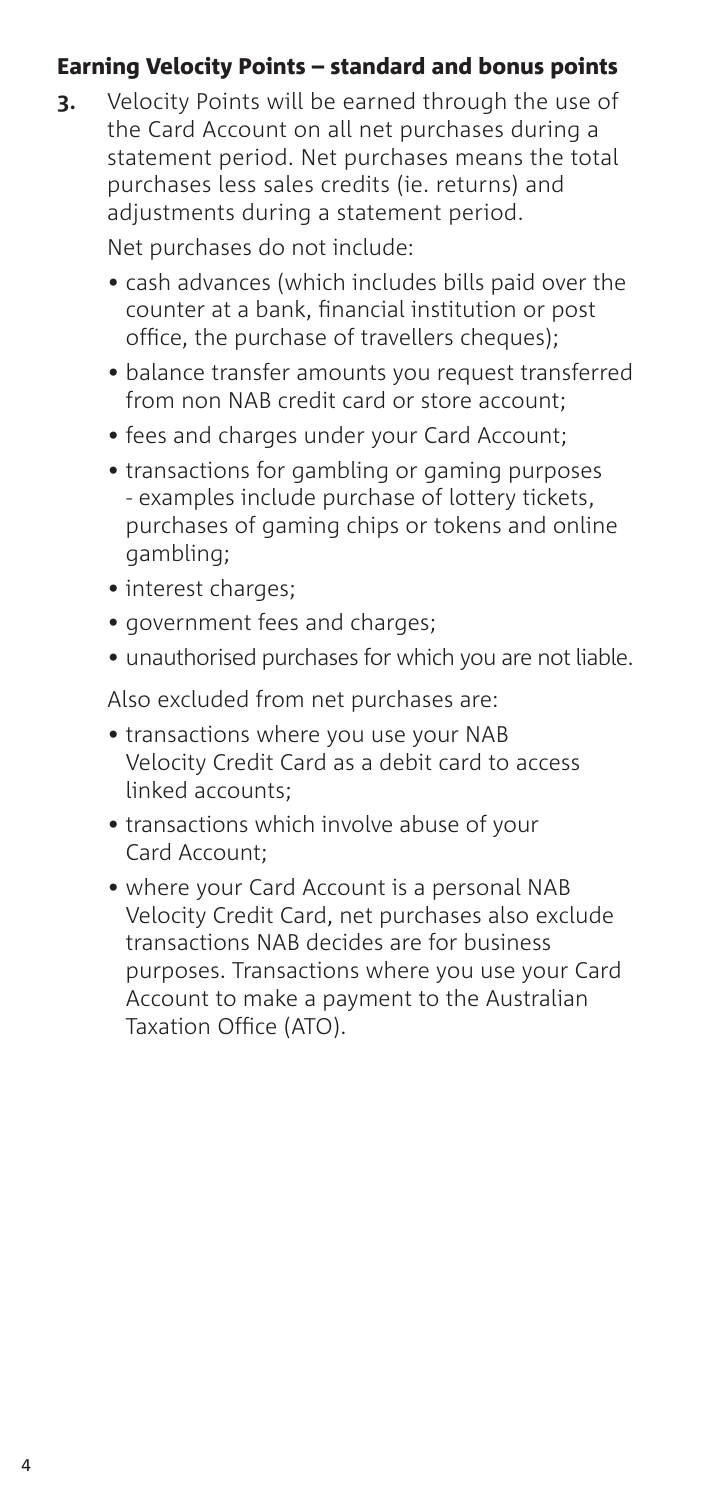### Earning Velocity Points – standard and bonus points

**3.** Velocity Points will be earned through the use of the Card Account on all net purchases during a statement period. Net purchases means the total purchases less sales credits (ie. returns) and adjustments during a statement period.

Net purchases do not include:

- cash advances (which includes bills paid over the counter at a bank, financial institution or post office, the purchase of travellers cheques);
- balance transfer amounts you request transferred from non NAB credit card or store account;
- fees and charges under your Card Account;
- transactions for gambling or gaming purposes - examples include purchase of lottery tickets, purchases of gaming chips or tokens and online gambling;
- interest charges;
- government fees and charges;
- unauthorised purchases for which you are not liable.

Also excluded from net purchases are:

- transactions where you use your NAB Velocity Credit Card as a debit card to access linked accounts;
- transactions which involve abuse of your Card Account;
- where your Card Account is a personal NAB Velocity Credit Card, net purchases also exclude transactions NAB decides are for business purposes. Transactions where you use your Card Account to make a payment to the Australian Taxation Office (ATO).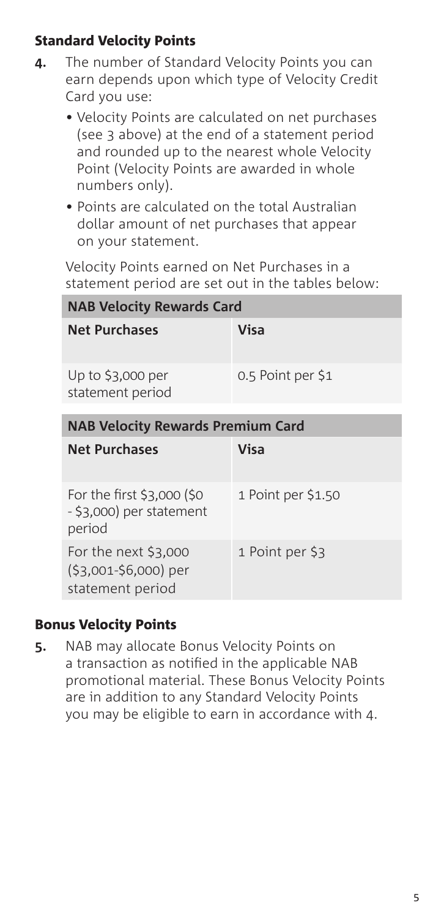### Standard Velocity Points

4. The number of Standard Velocity Points you can earn depends upon which type of Velocity Credit Card you use:
   - Velocity Points are calculated on net purchases (see 3 above) at the end of a statement period and rounded up to the nearest whole Velocity Point (Velocity Points are awarded in whole numbers only).
   - Points are calculated on the total Australian dollar amount of net purchases that appear on your statement.

   Velocity Points earned on Net Purchases in a statement period are set out in the tables below:

| NAB Velocity Rewards Card | |
|---|---|
| **Net Purchases** | **Visa** |
| Up to $3,000 per statement period | 0.5 Point per $1 |

| NAB Velocity Rewards Premium Card | |
|---|---|
| **Net Purchases** | **Visa** |
| For the first $3,000 ($0 - $3,000) per statement period | 1 Point per $1.50 |
| For the next $3,000 ($3,001-$6,000) per statement period | 1 Point per $3 |

### Bonus Velocity Points

5. NAB may allocate Bonus Velocity Points on a transaction as notified in the applicable NAB promotional material. These Bonus Velocity Points are in addition to any Standard Velocity Points you may be eligible to earn in accordance with 4.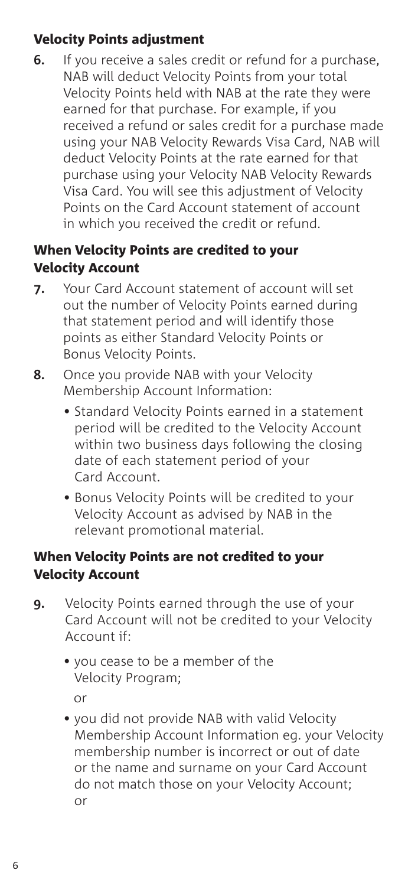## Velocity Points adjustment

**6.** If you receive a sales credit or refund for a purchase, NAB will deduct Velocity Points from your total Velocity Points held with NAB at the rate they were earned for that purchase. For example, if you received a refund or sales credit for a purchase made using your NAB Velocity Rewards Visa Card, NAB will deduct Velocity Points at the rate earned for that purchase using your Velocity NAB Velocity Rewards Visa Card. You will see this adjustment of Velocity Points on the Card Account statement of account in which you received the credit or refund.

## When Velocity Points are credited to your Velocity Account

**7.** Your Card Account statement of account will set out the number of Velocity Points earned during that statement period and will identify those points as either Standard Velocity Points or Bonus Velocity Points.

**8.** Once you provide NAB with your Velocity Membership Account Information:

- Standard Velocity Points earned in a statement period will be credited to the Velocity Account within two business days following the closing date of each statement period of your Card Account.
- Bonus Velocity Points will be credited to your Velocity Account as advised by NAB in the relevant promotional material.

## When Velocity Points are not credited to your Velocity Account

**9.** Velocity Points earned through the use of your Card Account will not be credited to your Velocity Account if:

- you cease to be a member of the Velocity Program;

  or

- you did not provide NAB with valid Velocity Membership Account Information eg. your Velocity membership number is incorrect or out of date or the name and surname on your Card Account do not match those on your Velocity Account;

  or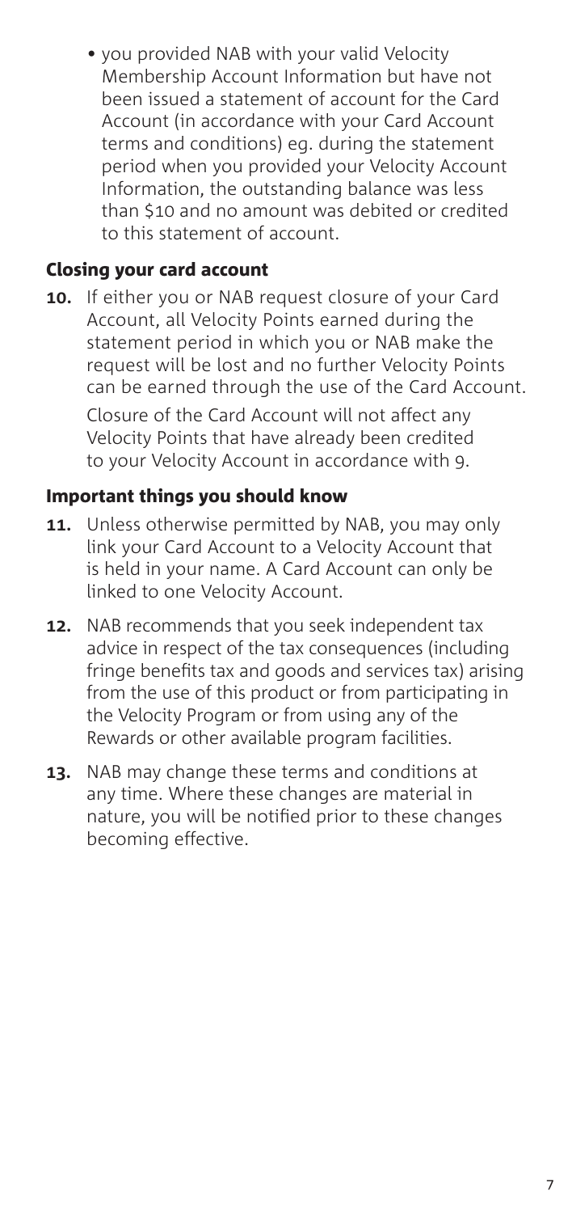- you provided NAB with your valid Velocity Membership Account Information but have not been issued a statement of account for the Card Account (in accordance with your Card Account terms and conditions) eg. during the statement period when you provided your Velocity Account Information, the outstanding balance was less than $10 and no amount was debited or credited to this statement of account.

## Closing your card account

**10.** If either you or NAB request closure of your Card Account, all Velocity Points earned during the statement period in which you or NAB make the request will be lost and no further Velocity Points can be earned through the use of the Card Account.

Closure of the Card Account will not affect any Velocity Points that have already been credited to your Velocity Account in accordance with 9.

## Important things you should know

**11.** Unless otherwise permitted by NAB, you may only link your Card Account to a Velocity Account that is held in your name. A Card Account can only be linked to one Velocity Account.

**12.** NAB recommends that you seek independent tax advice in respect of the tax consequences (including fringe benefits tax and goods and services tax) arising from the use of this product or from participating in the Velocity Program or from using any of the Rewards or other available program facilities.

**13.** NAB may change these terms and conditions at any time. Where these changes are material in nature, you will be notified prior to these changes becoming effective.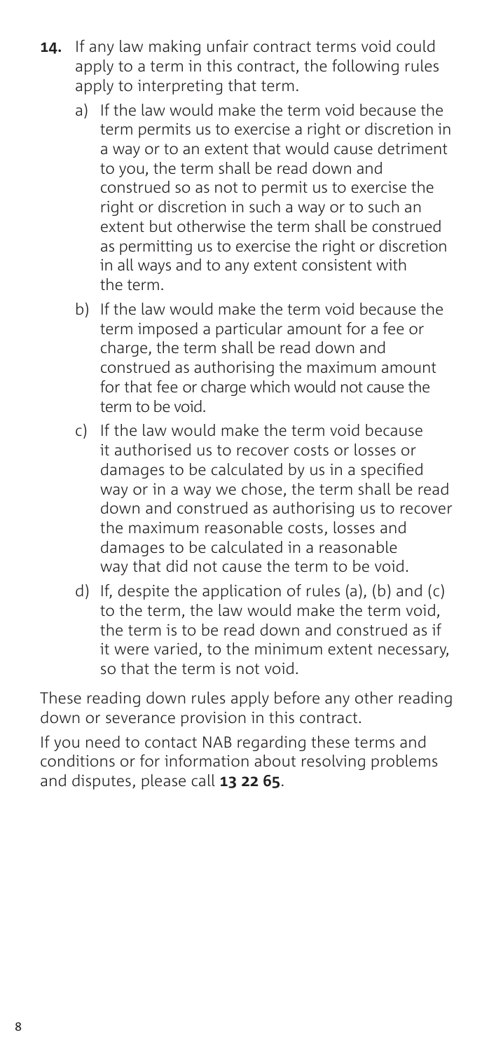**14.** If any law making unfair contract terms void could apply to a term in this contract, the following rules apply to interpreting that term.

   a) If the law would make the term void because the term permits us to exercise a right or discretion in a way or to an extent that would cause detriment to you, the term shall be read down and construed so as not to permit us to exercise the right or discretion in such a way or to such an extent but otherwise the term shall be construed as permitting us to exercise the right or discretion in all ways and to any extent consistent with the term.

   b) If the law would make the term void because the term imposed a particular amount for a fee or charge, the term shall be read down and construed as authorising the maximum amount for that fee or charge which would not cause the term to be void.

   c) If the law would make the term void because it authorised us to recover costs or losses or damages to be calculated by us in a specified way or in a way we chose, the term shall be read down and construed as authorising us to recover the maximum reasonable costs, losses and damages to be calculated in a reasonable way that did not cause the term to be void.

   d) If, despite the application of rules (a), (b) and (c) to the term, the law would make the term void, the term is to be read down and construed as if it were varied, to the minimum extent necessary, so that the term is not void.

These reading down rules apply before any other reading down or severance provision in this contract.

If you need to contact NAB regarding these terms and conditions or for information about resolving problems and disputes, please call **13 22 65**.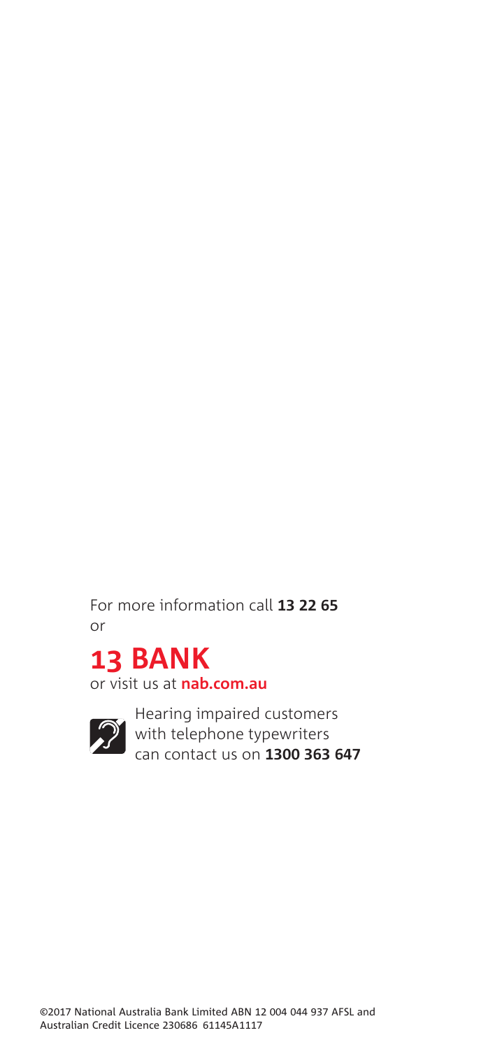For more information call **13 22 65**
or

**13 BANK**
or visit us at **nab.com.au**

Hearing impaired customers with telephone typewriters can contact us on **1300 363 647**

©2017 National Australia Bank Limited ABN 12 004 044 937 AFSL and Australian Credit Licence 230686 61145A1117